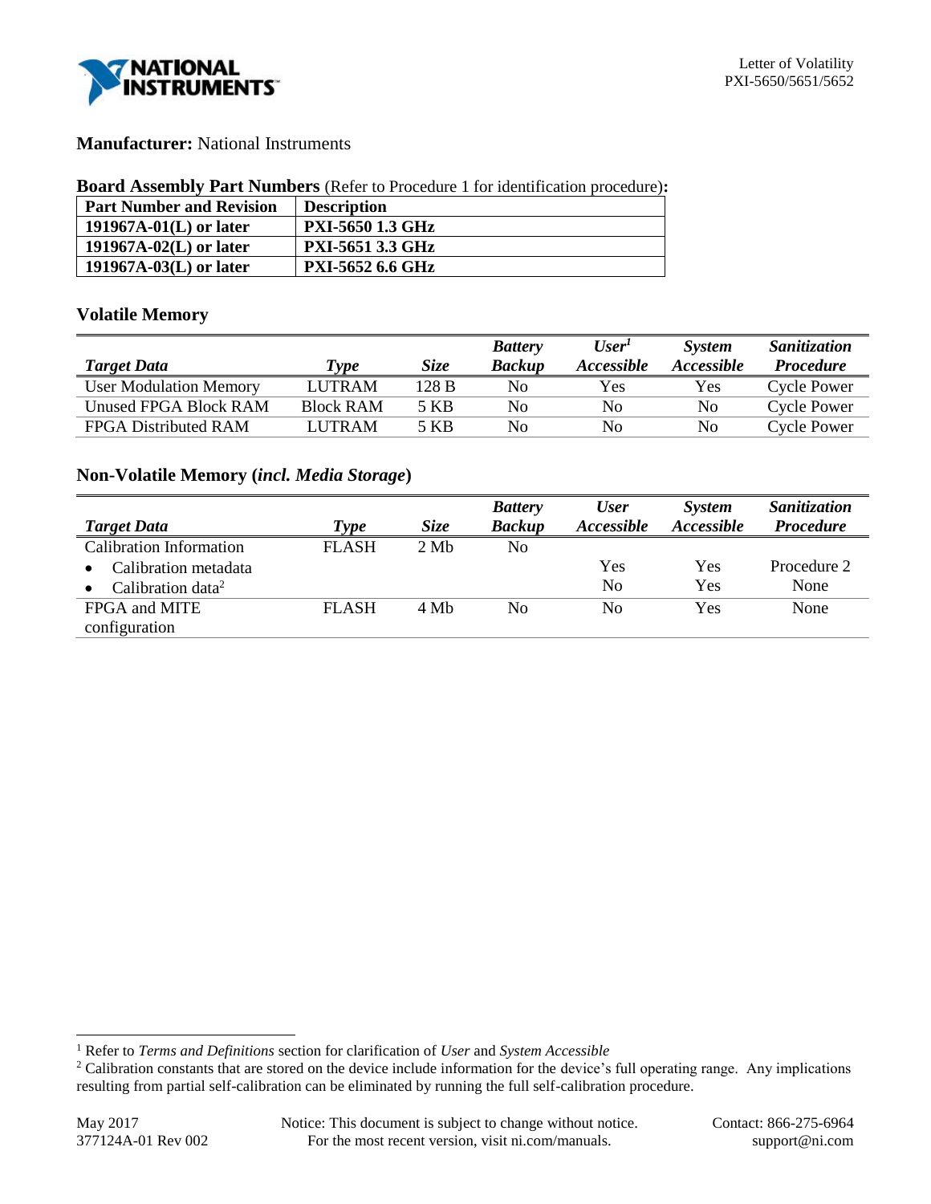**Manufacturer:** National Instruments

**Board Assembly Part Numbers** (Refer to Procedure 1 for identification procedure)**:**

| Part Number and Revision | Description |
|---|---|
| **191967A-01(L) or later** | **PXI-5650 1.3 GHz** |
| **191967A-02(L) or later** | **PXI-5651 3.3 GHz** |
| **191967A-03(L) or later** | **PXI-5652 6.6 GHz** |

### Volatile Memory

| *Target Data* | *Type* | *Size* | *Battery Backup* | *User[1] Accessible* | *System Accessible* | *Sanitization Procedure* |
|---|---|---|---|---|---|---|
| User Modulation Memory | LUTRAM | 128 B | No | Yes | Yes | Cycle Power |
| Unused FPGA Block RAM | Block RAM | 5 KB | No | No | No | Cycle Power |
| FPGA Distributed RAM | LUTRAM | 5 KB | No | No | No | Cycle Power |

### Non-Volatile Memory (*incl. Media Storage*)

| *Target Data* | *Type* | *Size* | *Battery Backup* | *User Accessible* | *System Accessible* | *Sanitization Procedure* |
|---|---|---|---|---|---|---|
| Calibration Information | FLASH | 2 Mb | No | | | |
| • Calibration metadata | | | | Yes | Yes | Procedure 2 |
| • Calibration data[2] | | | | No | Yes | None |
| FPGA and MITE configuration | FLASH | 4 Mb | No | No | Yes | None |

[1] Refer to *Terms and Definitions* section for clarification of *User* and *System Accessible*

[2] Calibration constants that are stored on the device include information for the device's full operating range. Any implications resulting from partial self-calibration can be eliminated by running the full self-calibration procedure.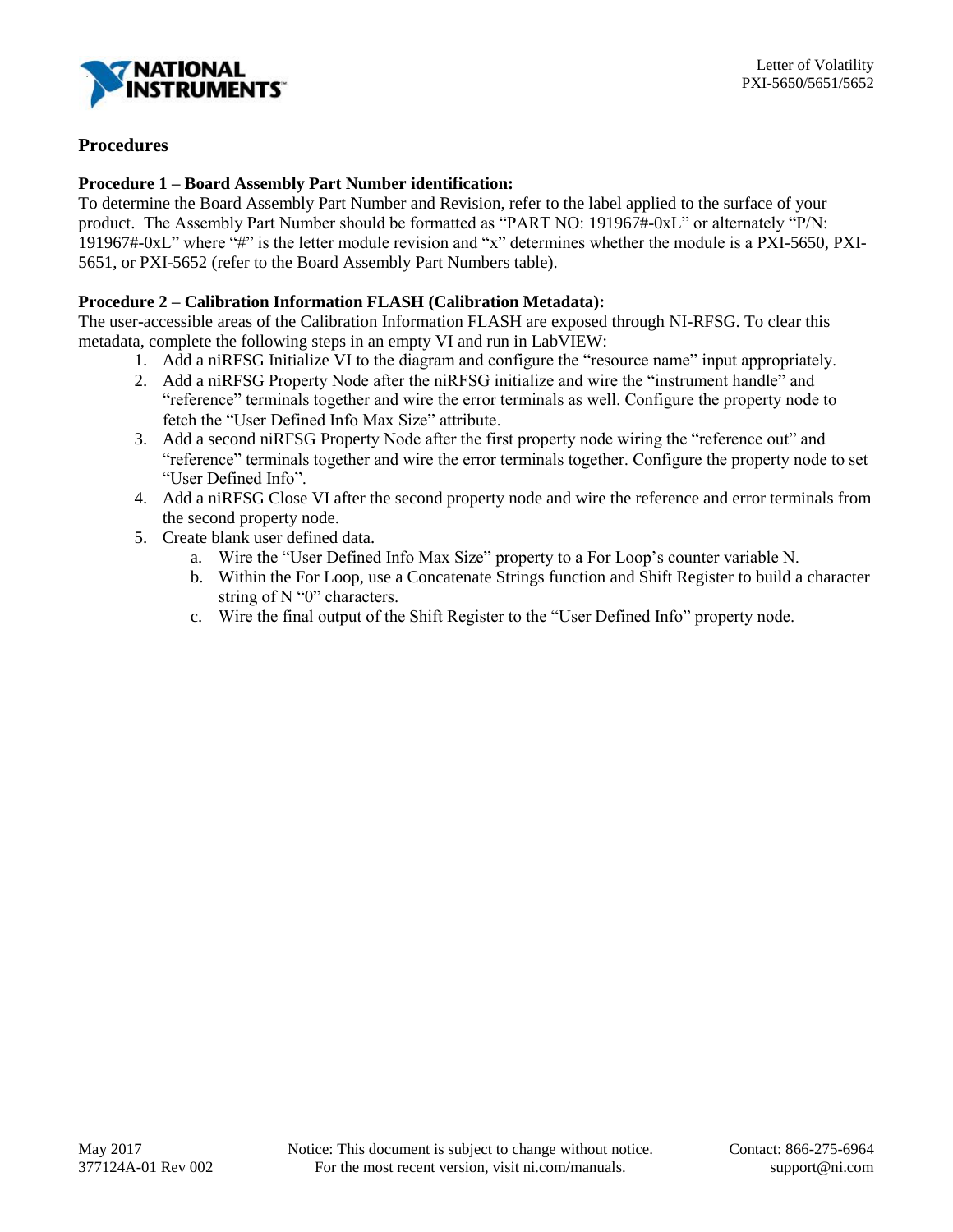## Procedures

### Procedure 1 – Board Assembly Part Number identification:

To determine the Board Assembly Part Number and Revision, refer to the label applied to the surface of your product. The Assembly Part Number should be formatted as "PART NO: 191967#-0xL" or alternately "P/N: 191967#-0xL" where "#" is the letter module revision and "x" determines whether the module is a PXI-5650, PXI-5651, or PXI-5652 (refer to the Board Assembly Part Numbers table).

### Procedure 2 – Calibration Information FLASH (Calibration Metadata):

The user-accessible areas of the Calibration Information FLASH are exposed through NI-RFSG. To clear this metadata, complete the following steps in an empty VI and run in LabVIEW:

1. Add a niRFSG Initialize VI to the diagram and configure the "resource name" input appropriately.
2. Add a niRFSG Property Node after the niRFSG initialize and wire the "instrument handle" and "reference" terminals together and wire the error terminals as well. Configure the property node to fetch the "User Defined Info Max Size" attribute.
3. Add a second niRFSG Property Node after the first property node wiring the "reference out" and "reference" terminals together and wire the error terminals together. Configure the property node to set "User Defined Info".
4. Add a niRFSG Close VI after the second property node and wire the reference and error terminals from the second property node.
5. Create blank user defined data.
   a. Wire the "User Defined Info Max Size" property to a For Loop's counter variable N.
   b. Within the For Loop, use a Concatenate Strings function and Shift Register to build a character string of N "0" characters.
   c. Wire the final output of the Shift Register to the "User Defined Info" property node.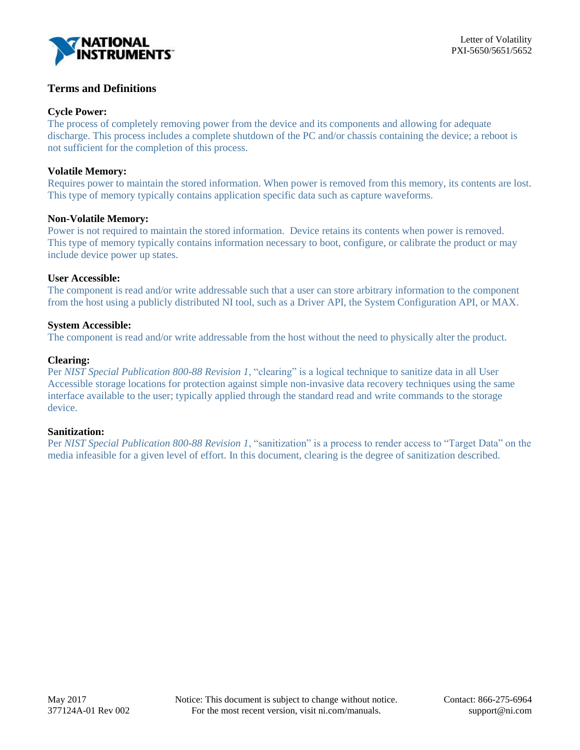## Terms and Definitions

**Cycle Power:**
The process of completely removing power from the device and its components and allowing for adequate discharge. This process includes a complete shutdown of the PC and/or chassis containing the device; a reboot is not sufficient for the completion of this process.

**Volatile Memory:**
Requires power to maintain the stored information. When power is removed from this memory, its contents are lost. This type of memory typically contains application specific data such as capture waveforms.

**Non-Volatile Memory:**
Power is not required to maintain the stored information. Device retains its contents when power is removed. This type of memory typically contains information necessary to boot, configure, or calibrate the product or may include device power up states.

**User Accessible:**
The component is read and/or write addressable such that a user can store arbitrary information to the component from the host using a publicly distributed NI tool, such as a Driver API, the System Configuration API, or MAX.

**System Accessible:**
The component is read and/or write addressable from the host without the need to physically alter the product.

**Clearing:**
Per *NIST Special Publication 800-88 Revision 1*, "clearing" is a logical technique to sanitize data in all User Accessible storage locations for protection against simple non-invasive data recovery techniques using the same interface available to the user; typically applied through the standard read and write commands to the storage device.

**Sanitization:**
Per *NIST Special Publication 800-88 Revision 1*, "sanitization" is a process to render access to "Target Data" on the media infeasible for a given level of effort. In this document, clearing is the degree of sanitization described.